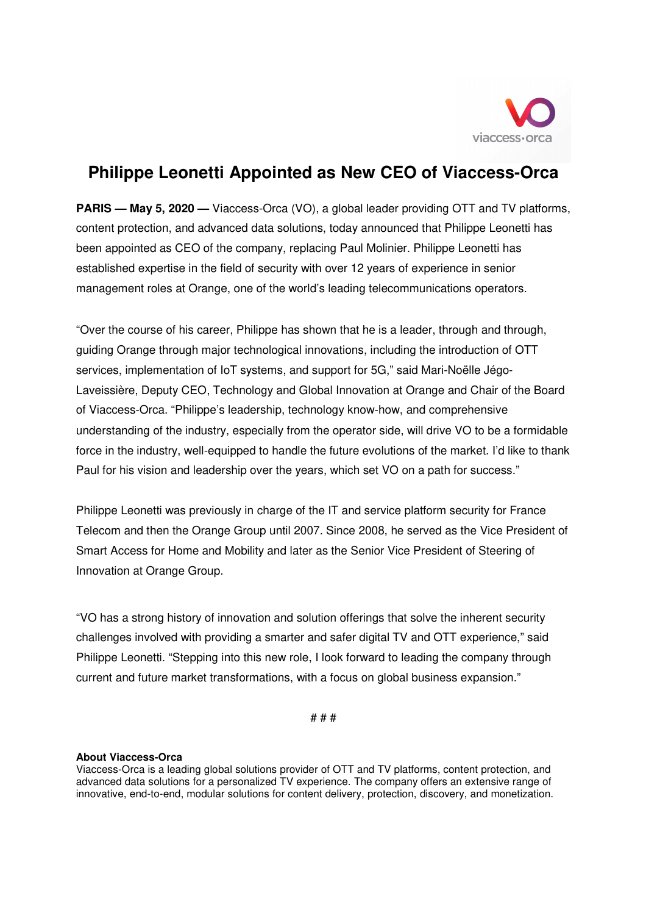# Philippe Leonetti Appointed as New CEO of Viaccess-Orca

**PARIS — May 5, 2020 —** Viaccess-Orca (VO), a global leader providing OTT and TV platforms, content protection, and advanced data solutions, today announced that Philippe Leonetti has been appointed as CEO of the company, replacing Paul Molinier. Philippe Leonetti has established expertise in the field of security with over 12 years of experience in senior management roles at Orange, one of the world's leading telecommunications operators.

"Over the course of his career, Philippe has shown that he is a leader, through and through, guiding Orange through major technological innovations, including the introduction of OTT services, implementation of IoT systems, and support for 5G," said Mari-Noëlle Jégo-Laveissière, Deputy CEO, Technology and Global Innovation at Orange and Chair of the Board of Viaccess-Orca. "Philippe's leadership, technology know-how, and comprehensive understanding of the industry, especially from the operator side, will drive VO to be a formidable force in the industry, well-equipped to handle the future evolutions of the market. I'd like to thank Paul for his vision and leadership over the years, which set VO on a path for success."

Philippe Leonetti was previously in charge of the IT and service platform security for France Telecom and then the Orange Group until 2007. Since 2008, he served as the Vice President of Smart Access for Home and Mobility and later as the Senior Vice President of Steering of Innovation at Orange Group.

"VO has a strong history of innovation and solution offerings that solve the inherent security challenges involved with providing a smarter and safer digital TV and OTT experience," said Philippe Leonetti. "Stepping into this new role, I look forward to leading the company through current and future market transformations, with a focus on global business expansion."

# # #

**About Viaccess-Orca**
Viaccess-Orca is a leading global solutions provider of OTT and TV platforms, content protection, and advanced data solutions for a personalized TV experience. The company offers an extensive range of innovative, end-to-end, modular solutions for content delivery, protection, discovery, and monetization.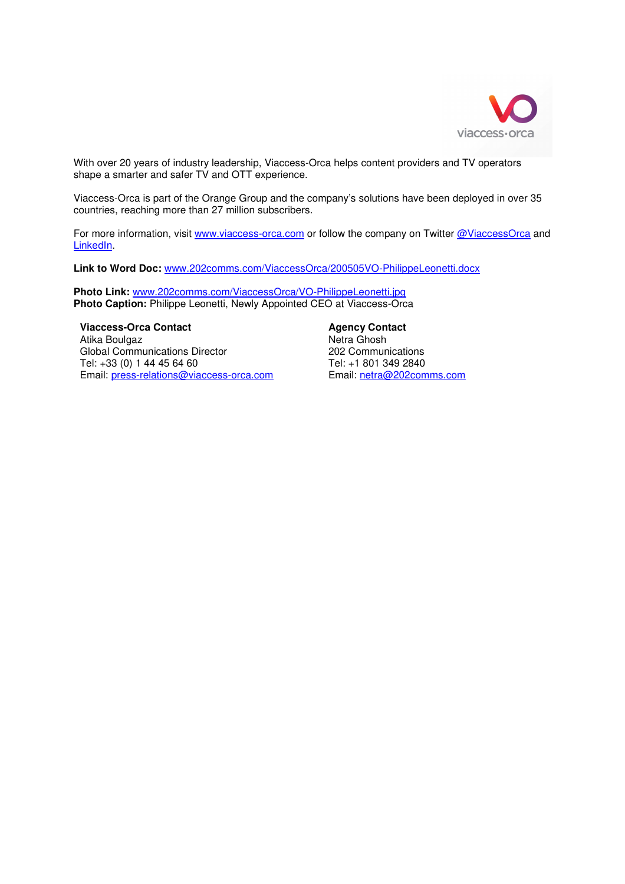With over 20 years of industry leadership, Viaccess-Orca helps content providers and TV operators shape a smarter and safer TV and OTT experience.

Viaccess-Orca is part of the Orange Group and the company's solutions have been deployed in over 35 countries, reaching more than 27 million subscribers.

For more information, visit www.viaccess-orca.com or follow the company on Twitter @ViaccessOrca and LinkedIn.

**Link to Word Doc:** www.202comms.com/ViaccessOrca/200505VO-PhilippeLeonetti.docx

**Photo Link:** www.202comms.com/ViaccessOrca/VO-PhilippeLeonetti.jpg
**Photo Caption:** Philippe Leonetti, Newly Appointed CEO at Viaccess-Orca

**Viaccess-Orca Contact**
Atika Boulgaz
Global Communications Director
Tel: +33 (0) 1 44 45 64 60
Email: press-relations@viaccess-orca.com

**Agency Contact**
Netra Ghosh
202 Communications
Tel: +1 801 349 2840
Email: netra@202comms.com